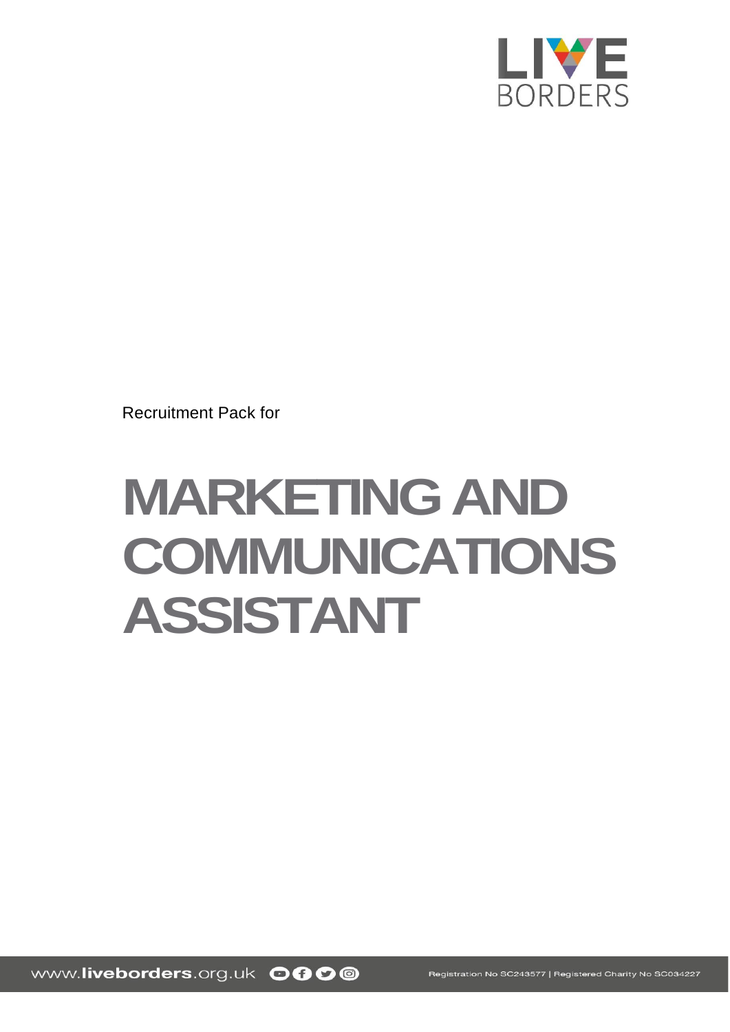Recruitment Pack for

# MARKETING AND COMMUNICATIONS ASSISTANT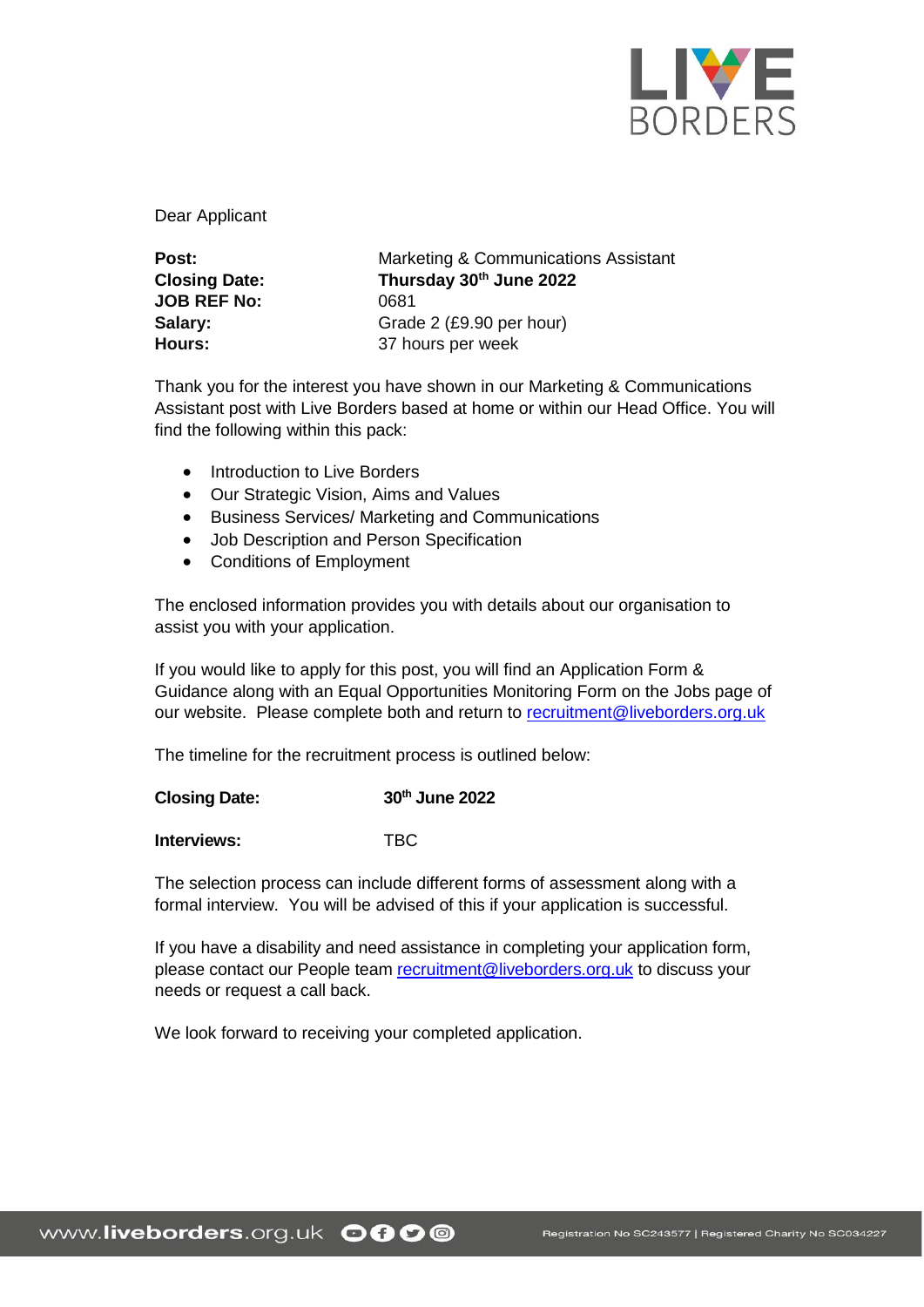Dear Applicant

| | |
|---|---|
| **Post:** | Marketing & Communications Assistant |
| **Closing Date:** | **Thursday 30th June 2022** |
| **JOB REF No:** | 0681 |
| **Salary:** | Grade 2 (£9.90 per hour) |
| **Hours:** | 37 hours per week |

Thank you for the interest you have shown in our Marketing & Communications Assistant post with Live Borders based at home or within our Head Office. You will find the following within this pack:

- Introduction to Live Borders
- Our Strategic Vision, Aims and Values
- Business Services/ Marketing and Communications
- Job Description and Person Specification
- Conditions of Employment

The enclosed information provides you with details about our organisation to assist you with your application.

If you would like to apply for this post, you will find an Application Form & Guidance along with an Equal Opportunities Monitoring Form on the Jobs page of our website. Please complete both and return to recruitment@liveborders.org.uk

The timeline for the recruitment process is outlined below:

| | |
|---|---|
| **Closing Date:** | **30th June 2022** |
| **Interviews:** | TBC |

The selection process can include different forms of assessment along with a formal interview. You will be advised of this if your application is successful.

If you have a disability and need assistance in completing your application form, please contact our People team recruitment@liveborders.org.uk to discuss your needs or request a call back.

We look forward to receiving your completed application.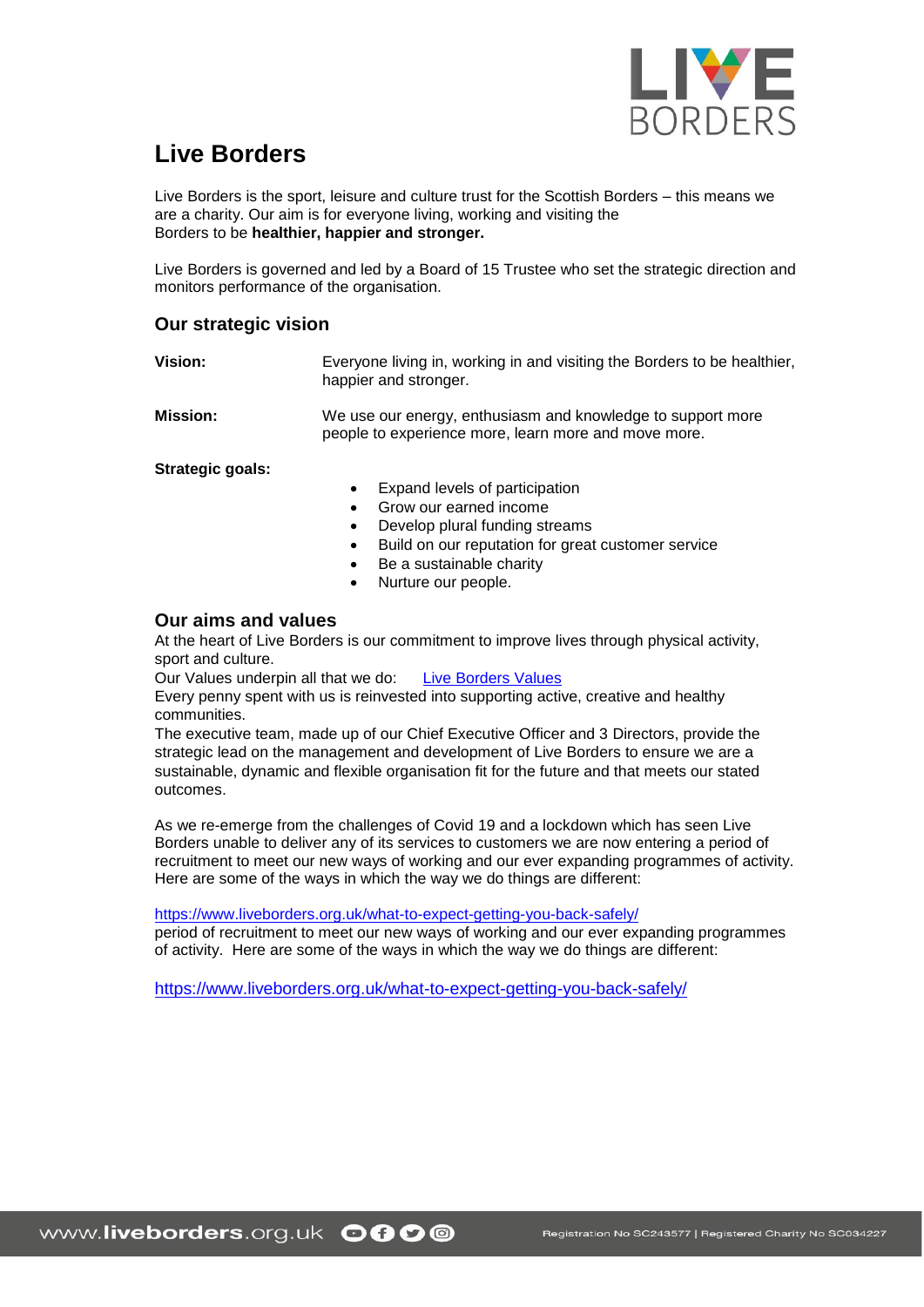# Live Borders

Live Borders is the sport, leisure and culture trust for the Scottish Borders – this means we are a charity. Our aim is for everyone living, working and visiting the Borders to be **healthier, happier and stronger.**

Live Borders is governed and led by a Board of 15 Trustee who set the strategic direction and monitors performance of the organisation.

## Our strategic vision

**Vision:** Everyone living in, working in and visiting the Borders to be healthier, happier and stronger.

**Mission:** We use our energy, enthusiasm and knowledge to support more people to experience more, learn more and move more.

**Strategic goals:**

- Expand levels of participation
- Grow our earned income
- Develop plural funding streams
- Build on our reputation for great customer service
- Be a sustainable charity
- Nurture our people.

## Our aims and values

At the heart of Live Borders is our commitment to improve lives through physical activity, sport and culture.

Our Values underpin all that we do: Live Borders Values

Every penny spent with us is reinvested into supporting active, creative and healthy communities.

The executive team, made up of our Chief Executive Officer and 3 Directors, provide the strategic lead on the management and development of Live Borders to ensure we are a sustainable, dynamic and flexible organisation fit for the future and that meets our stated outcomes.

As we re-emerge from the challenges of Covid 19 and a lockdown which has seen Live Borders unable to deliver any of its services to customers we are now entering a period of recruitment to meet our new ways of working and our ever expanding programmes of activity. Here are some of the ways in which the way we do things are different:

https://www.liveborders.org.uk/what-to-expect-getting-you-back-safely/

period of recruitment to meet our new ways of working and our ever expanding programmes of activity. Here are some of the ways in which the way we do things are different:

https://www.liveborders.org.uk/what-to-expect-getting-you-back-safely/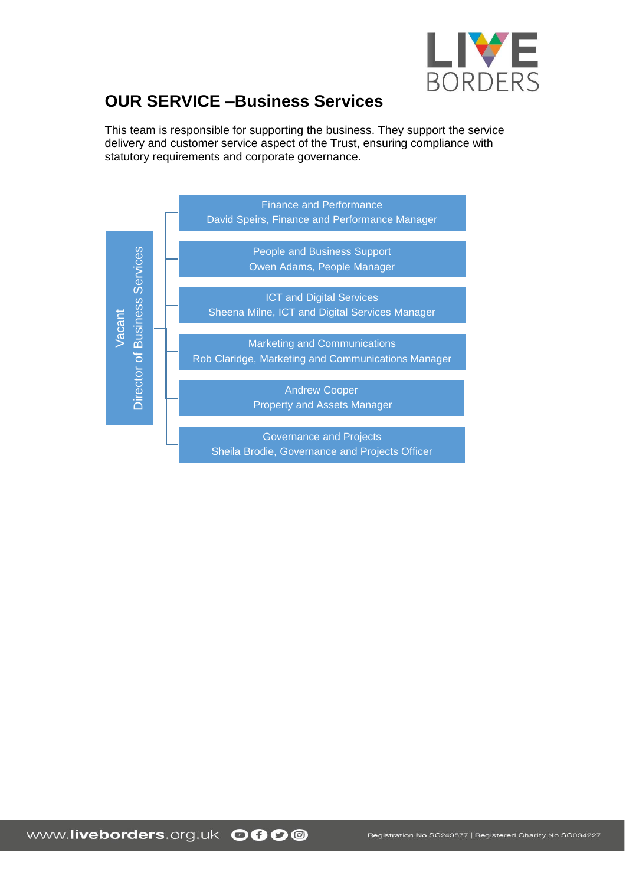## OUR SERVICE –Business Services

This team is responsible for supporting the business. They support the service delivery and customer service aspect of the Trust, ensuring compliance with statutory requirements and corporate governance.

**Vacant**
**Director of Business Services**

- Finance and Performance
  David Speirs, Finance and Performance Manager
- People and Business Support
  Owen Adams, People Manager
- ICT and Digital Services
  Sheena Milne, ICT and Digital Services Manager
- Marketing and Communications
  Rob Claridge, Marketing and Communications Manager
- Andrew Cooper
  Property and Assets Manager
- Governance and Projects
  Sheila Brodie, Governance and Projects Officer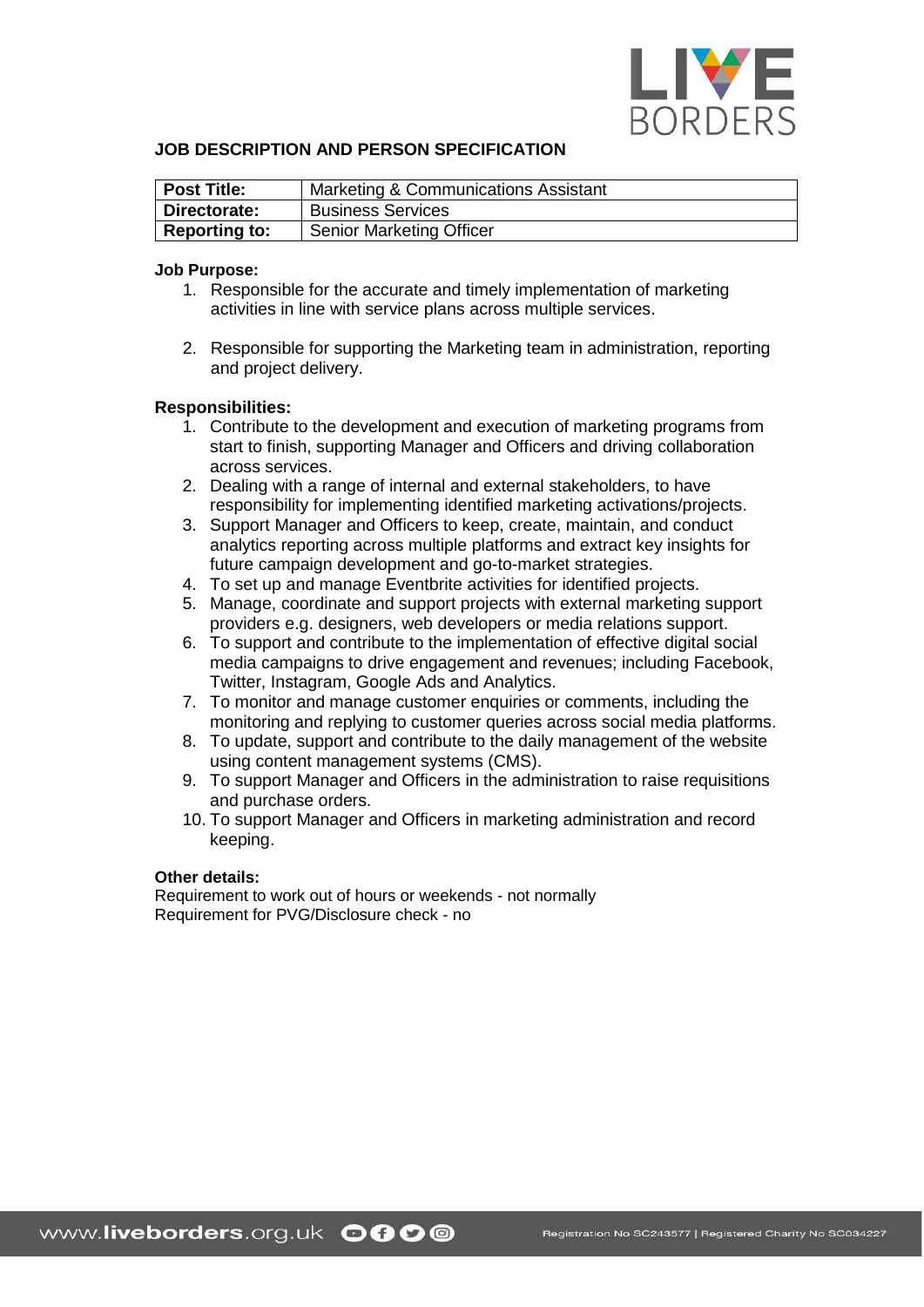## JOB DESCRIPTION AND PERSON SPECIFICATION

| **Post Title:** | Marketing & Communications Assistant |
|---|---|
| **Directorate:** | Business Services |
| **Reporting to:** | Senior Marketing Officer |

**Job Purpose:**

1. Responsible for the accurate and timely implementation of marketing activities in line with service plans across multiple services.

2. Responsible for supporting the Marketing team in administration, reporting and project delivery.

**Responsibilities:**

1. Contribute to the development and execution of marketing programs from start to finish, supporting Manager and Officers and driving collaboration across services.
2. Dealing with a range of internal and external stakeholders, to have responsibility for implementing identified marketing activations/projects.
3. Support Manager and Officers to keep, create, maintain, and conduct analytics reporting across multiple platforms and extract key insights for future campaign development and go-to-market strategies.
4. To set up and manage Eventbrite activities for identified projects.
5. Manage, coordinate and support projects with external marketing support providers e.g. designers, web developers or media relations support.
6. To support and contribute to the implementation of effective digital social media campaigns to drive engagement and revenues; including Facebook, Twitter, Instagram, Google Ads and Analytics.
7. To monitor and manage customer enquiries or comments, including the monitoring and replying to customer queries across social media platforms.
8. To update, support and contribute to the daily management of the website using content management systems (CMS).
9. To support Manager and Officers in the administration to raise requisitions and purchase orders.
10. To support Manager and Officers in marketing administration and record keeping.

**Other details:**

Requirement to work out of hours or weekends - not normally
Requirement for PVG/Disclosure check - no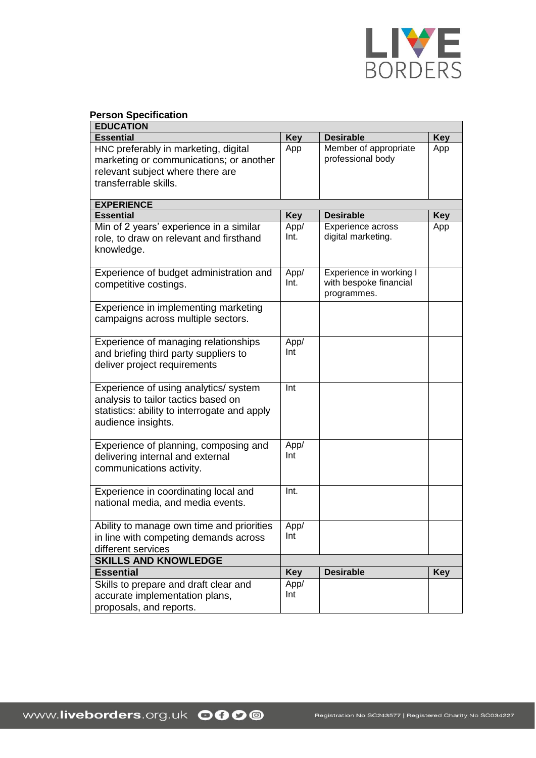**Person Specification**

| EDUCATION | | | |
|---|---|---|---|
| **Essential** | **Key** | **Desirable** | **Key** |
| HNC preferably in marketing, digital marketing or communications; or another relevant subject where there are transferrable skills. | App | Member of appropriate professional body | App |
| **EXPERIENCE** | | | |
| **Essential** | **Key** | **Desirable** | **Key** |
| Min of 2 years' experience in a similar role, to draw on relevant and firsthand knowledge. | App/ Int. | Experience across digital marketing. | App |
| Experience of budget administration and competitive costings. | App/ Int. | Experience in working I with bespoke financial programmes. | |
| Experience in implementing marketing campaigns across multiple sectors. | | | |
| Experience of managing relationships and briefing third party suppliers to deliver project requirements | App/ Int | | |
| Experience of using analytics/ system analysis to tailor tactics based on statistics: ability to interrogate and apply audience insights. | Int | | |
| Experience of planning, composing and delivering internal and external communications activity. | App/ Int | | |
| Experience in coordinating local and national media, and media events. | Int. | | |
| Ability to manage own time and priorities in line with competing demands across different services | App/ Int | | |
| **SKILLS AND KNOWLEDGE** | | | |
| **Essential** | **Key** | **Desirable** | **Key** |
| Skills to prepare and draft clear and accurate implementation plans, proposals, and reports. | App/ Int | | |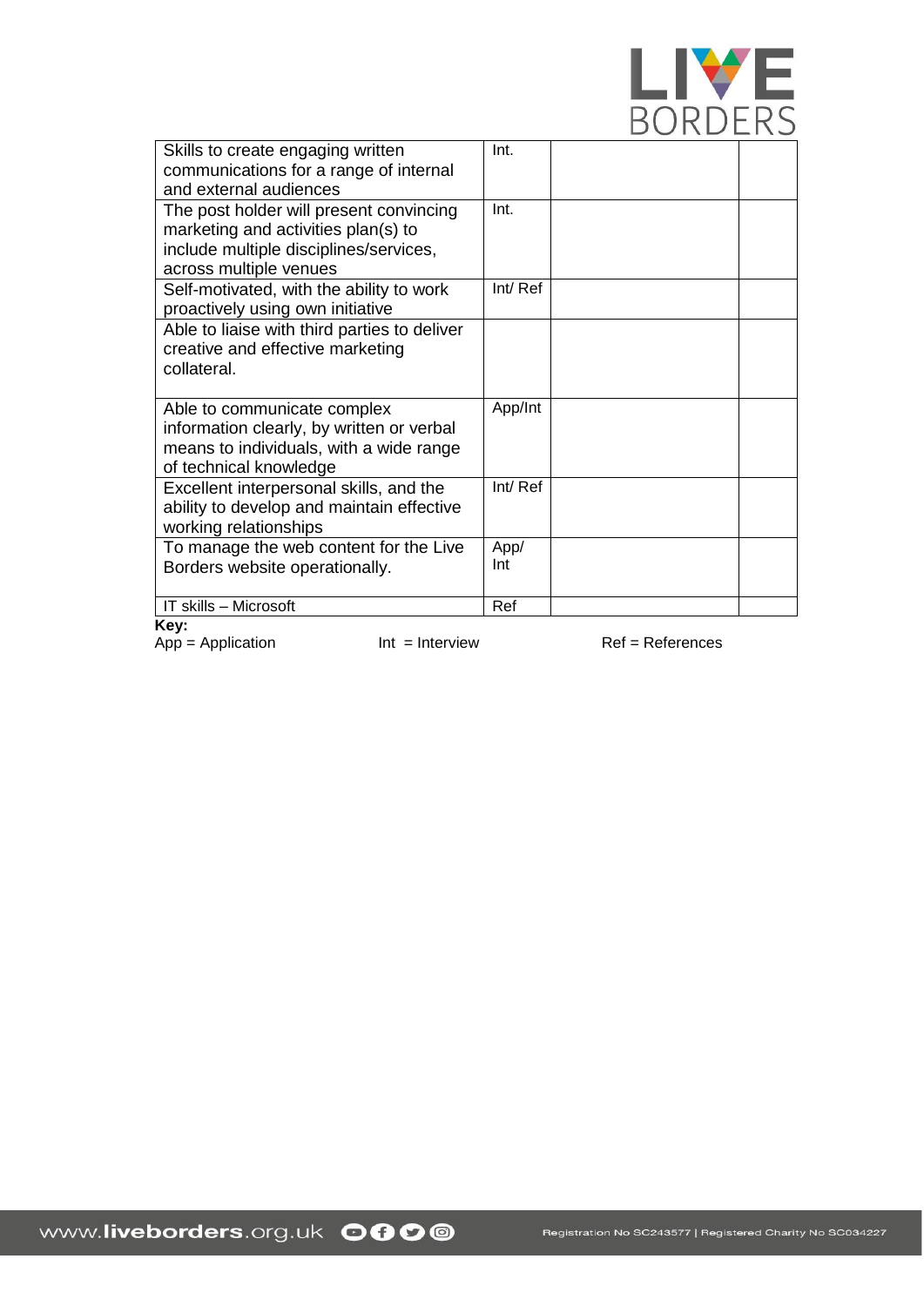| | | | |
|---|---|---|---|
| Skills to create engaging written communications for a range of internal and external audiences | Int. | | |
| The post holder will present convincing marketing and activities plan(s) to include multiple disciplines/services, across multiple venues | Int. | | |
| Self-motivated, with the ability to work proactively using own initiative | Int/ Ref | | |
| Able to liaise with third parties to deliver creative and effective marketing collateral. | | | |
| Able to communicate complex information clearly, by written or verbal means to individuals, with a wide range of technical knowledge | App/Int | | |
| Excellent interpersonal skills, and the ability to develop and maintain effective working relationships | Int/ Ref | | |
| To manage the web content for the Live Borders website operationally. | App/ Int | | |
| IT skills – Microsoft | Ref | | |

**Key:**

App = Application Int = Interview Ref = References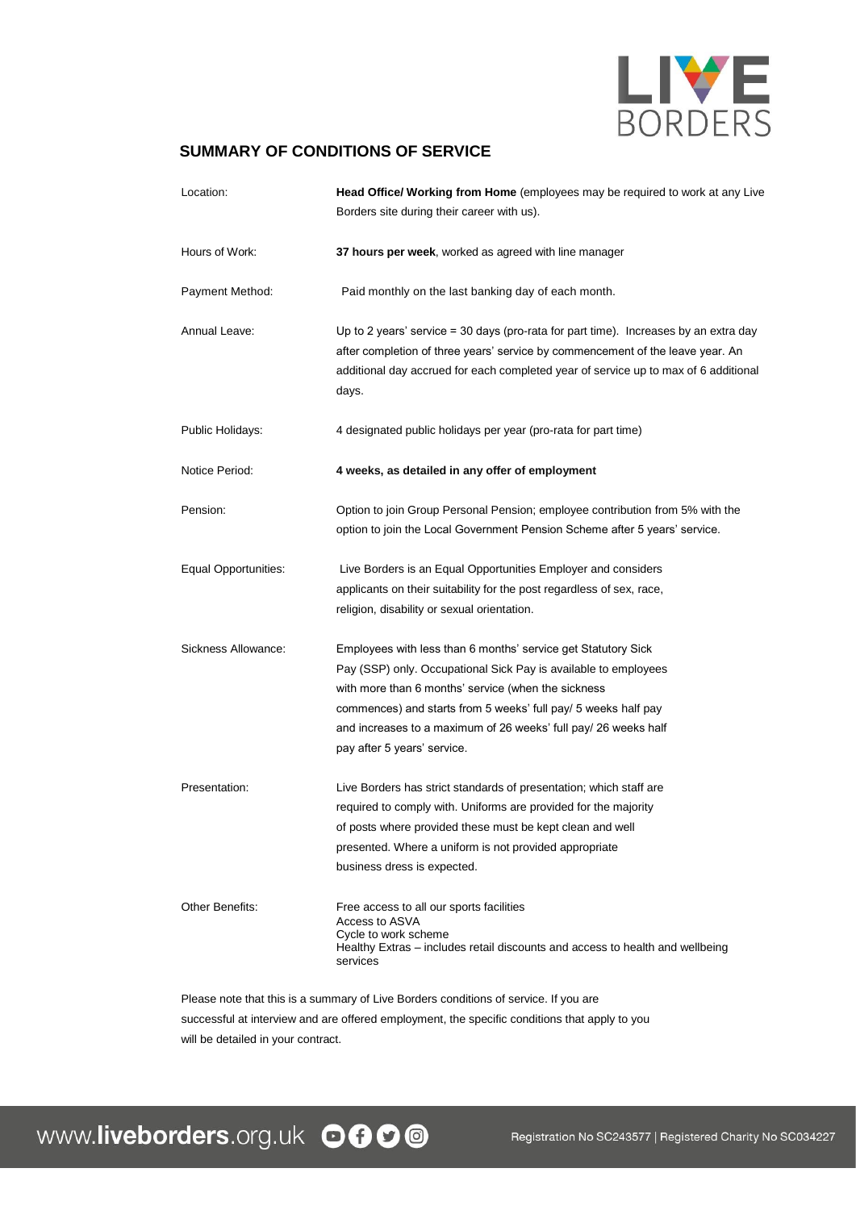## SUMMARY OF CONDITIONS OF SERVICE

| | |
|---|---|
| Location: | **Head Office/ Working from Home** (employees may be required to work at any Live Borders site during their career with us). |
| Hours of Work: | **37 hours per week**, worked as agreed with line manager |
| Payment Method: | Paid monthly on the last banking day of each month. |
| Annual Leave: | Up to 2 years' service = 30 days (pro-rata for part time). Increases by an extra day after completion of three years' service by commencement of the leave year. An additional day accrued for each completed year of service up to max of 6 additional days. |
| Public Holidays: | 4 designated public holidays per year (pro-rata for part time) |
| Notice Period: | **4 weeks, as detailed in any offer of employment** |
| Pension: | Option to join Group Personal Pension; employee contribution from 5% with the option to join the Local Government Pension Scheme after 5 years' service. |
| Equal Opportunities: | Live Borders is an Equal Opportunities Employer and considers applicants on their suitability for the post regardless of sex, race, religion, disability or sexual orientation. |
| Sickness Allowance: | Employees with less than 6 months' service get Statutory Sick Pay (SSP) only. Occupational Sick Pay is available to employees with more than 6 months' service (when the sickness commences) and starts from 5 weeks' full pay/ 5 weeks half pay and increases to a maximum of 26 weeks' full pay/ 26 weeks half pay after 5 years' service. |
| Presentation: | Live Borders has strict standards of presentation; which staff are required to comply with. Uniforms are provided for the majority of posts where provided these must be kept clean and well presented. Where a uniform is not provided appropriate business dress is expected. |
| Other Benefits: | Free access to all our sports facilities<br>Access to ASVA<br>Cycle to work scheme<br>Healthy Extras – includes retail discounts and access to health and wellbeing services |

Please note that this is a summary of Live Borders conditions of service. If you are successful at interview and are offered employment, the specific conditions that apply to you will be detailed in your contract.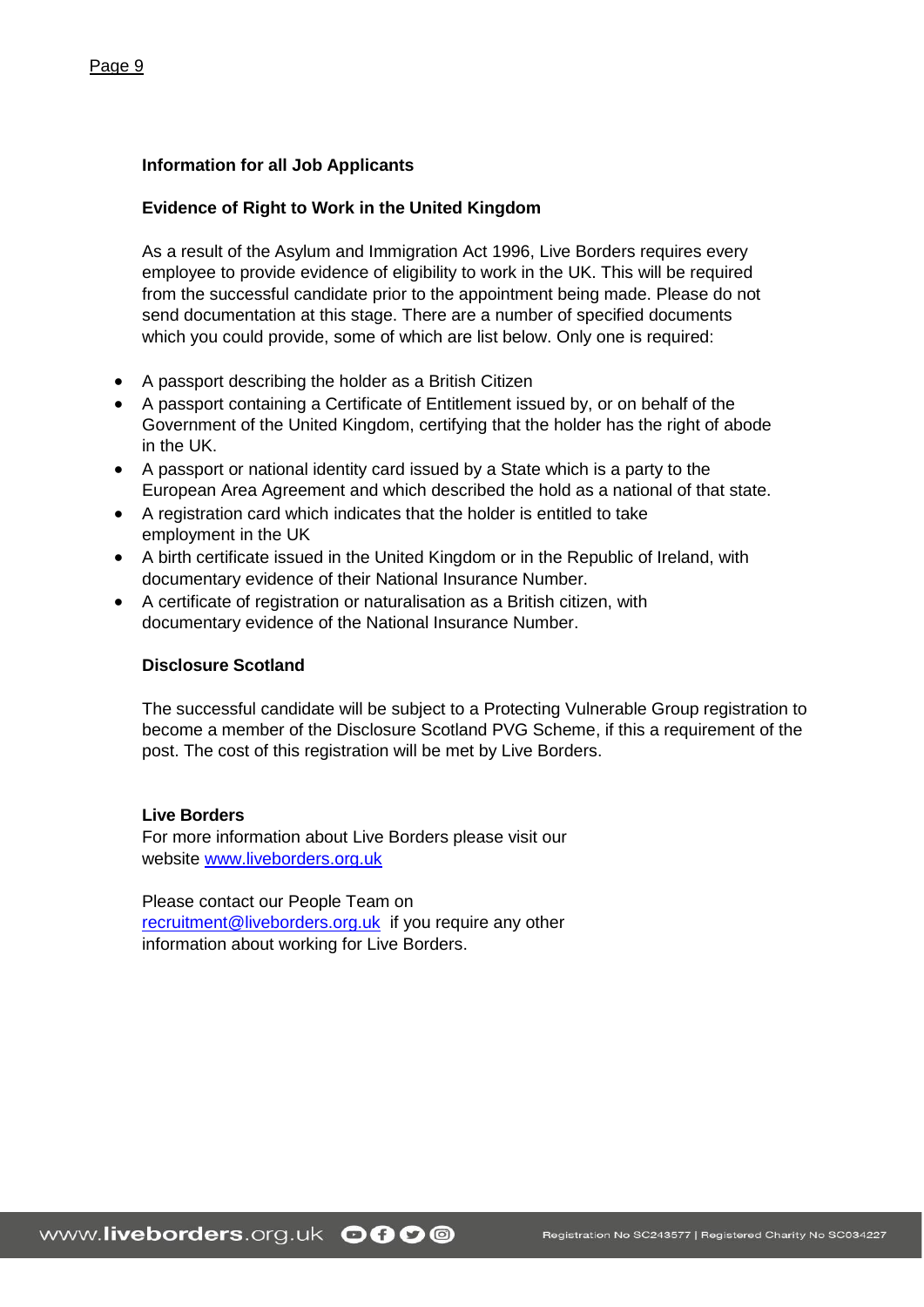**Information for all Job Applicants**

**Evidence of Right to Work in the United Kingdom**

As a result of the Asylum and Immigration Act 1996, Live Borders requires every employee to provide evidence of eligibility to work in the UK. This will be required from the successful candidate prior to the appointment being made. Please do not send documentation at this stage. There are a number of specified documents which you could provide, some of which are list below. Only one is required:

- A passport describing the holder as a British Citizen
- A passport containing a Certificate of Entitlement issued by, or on behalf of the Government of the United Kingdom, certifying that the holder has the right of abode in the UK.
- A passport or national identity card issued by a State which is a party to the European Area Agreement and which described the hold as a national of that state.
- A registration card which indicates that the holder is entitled to take employment in the UK
- A birth certificate issued in the United Kingdom or in the Republic of Ireland, with documentary evidence of their National Insurance Number.
- A certificate of registration or naturalisation as a British citizen, with documentary evidence of the National Insurance Number.

**Disclosure Scotland**

The successful candidate will be subject to a Protecting Vulnerable Group registration to become a member of the Disclosure Scotland PVG Scheme, if this a requirement of the post. The cost of this registration will be met by Live Borders.

**Live Borders**

For more information about Live Borders please visit our website [www.liveborders.org.uk](http://www.liveborders.org.uk)

Please contact our People Team on [recruitment@liveborders.org.uk](mailto:recruitment@liveborders.org.uk) if you require any other information about working for Live Borders.

www.liveborders.org.uk

Registration No SC243577 | Registered Charity No SC034227